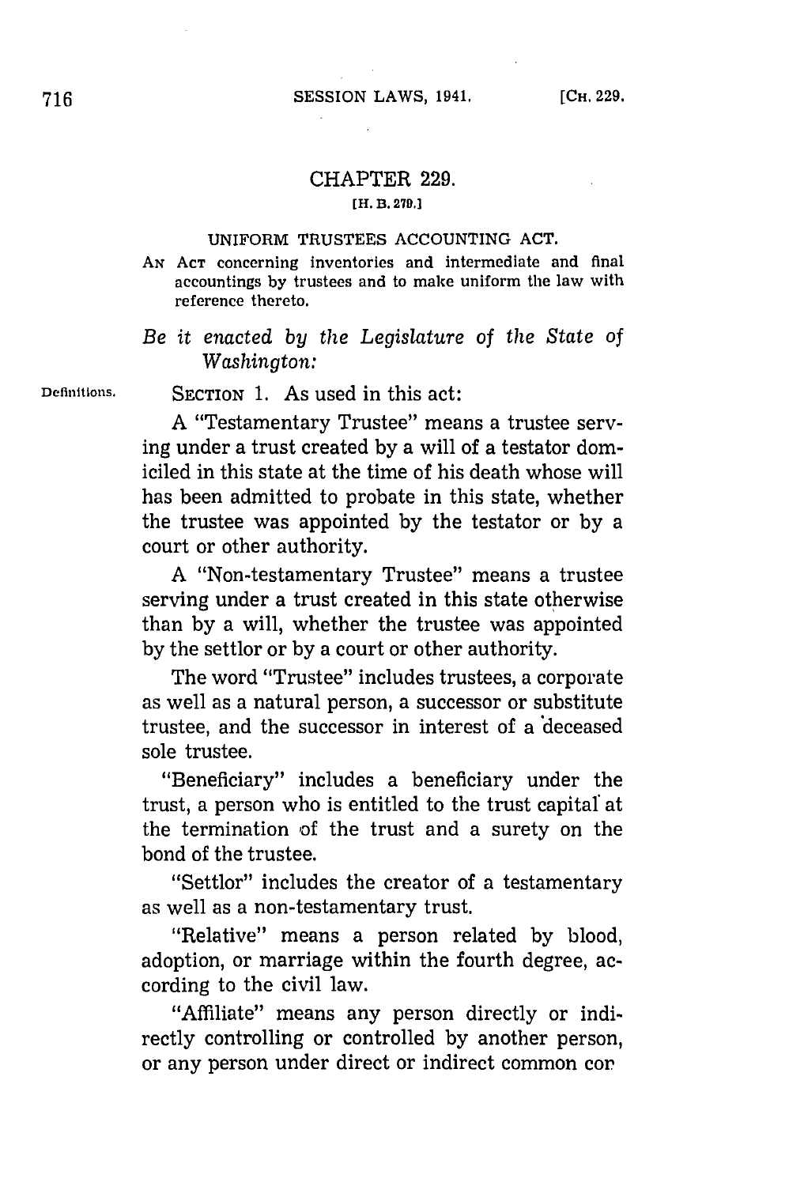# CHAPTER 229.

[H. B. 270.]

## UNIFORM TRUSTEES ACCOUNTING ACT.

AN ACT concerning inventories and intermediate and final accountings by trustees and to make uniform the law with reference thereto.

*Be it enacted by the Legislature of the State of Washington:*

Definitions.

SECTION 1. As used in this act:

A "Testamentary Trustee" means a trustee serving under a trust created by a will of a testator domiciled in this state at the time of his death whose will has been admitted to probate in this state, whether the trustee was appointed by the testator or by a court or other authority.

A "Non-testamentary Trustee" means a trustee serving under a trust created in this state otherwise than by a will, whether the trustee was appointed by the settlor or by a court or other authority.

The word "Trustee" includes trustees, a corporate as well as a natural person, a successor or substitute trustee, and the successor in interest of a deceased sole trustee.

"Beneficiary" includes a beneficiary under the trust, a person who is entitled to the trust capital at the termination of the trust and a surety on the bond of the trustee.

"Settlor" includes the creator of a testamentary as well as a non-testamentary trust.

"Relative" means a person related by blood, adoption, or marriage within the fourth degree, according to the civil law.

"Affiliate" means any person directly or indirectly controlling or controlled by another person, or any person under direct or indirect common cor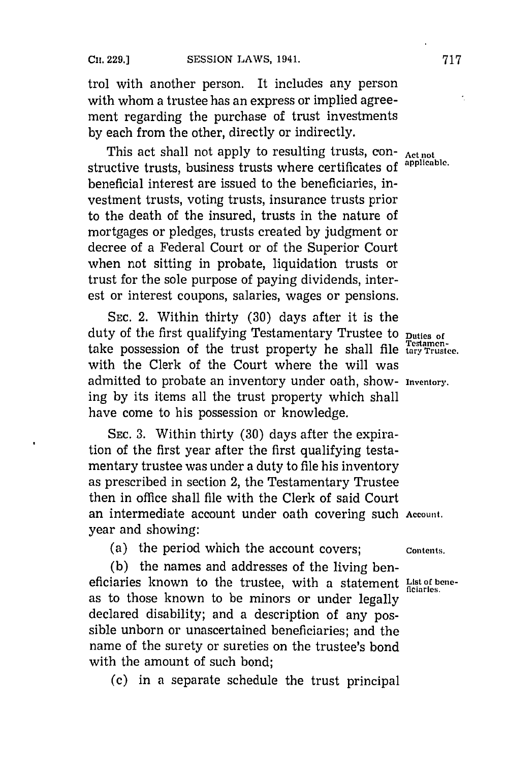trol with another person. It includes any person with whom a trustee has an express or implied agreement regarding the purchase of trust investments by each from the other, directly or indirectly.

**Act not applicable.** This act shall not apply to resulting trusts, constructive trusts, business trusts where certificates of beneficial interest are issued to the beneficiaries, investment trusts, voting trusts, insurance trusts prior to the death of the insured, trusts in the nature of mortgages or pledges, trusts created by judgment or decree of a Federal Court or of the Superior Court when not sitting in probate, liquidation trusts or trust for the sole purpose of paying dividends, interest or interest coupons, salaries, wages or pensions.

**Duties of Testamentary Trustee.**

**Inventory.**

SEC. 2. Within thirty (30) days after it is the duty of the first qualifying Testamentary Trustee to take possession of the trust property he shall file with the Clerk of the Court where the will was admitted to probate an inventory under oath, showing by its items all the trust property which shall have come to his possession or knowledge.

**Account.**

SEC. 3. Within thirty (30) days after the expiration of the first year after the first qualifying testamentary trustee was under a duty to file his inventory as prescribed in section 2, the Testamentary Trustee then in office shall file with the Clerk of said Court an intermediate account under oath covering such year and showing:

**Contents.**

(a) the period which the account covers;

**List of beneficiaries.**

(b) the names and addresses of the living beneficiaries known to the trustee, with a statement as to those known to be minors or under legally declared disability; and a description of any possible unborn or unascertained beneficiaries; and the name of the surety or sureties on the trustee's bond with the amount of such bond;

(c) in a separate schedule the trust principal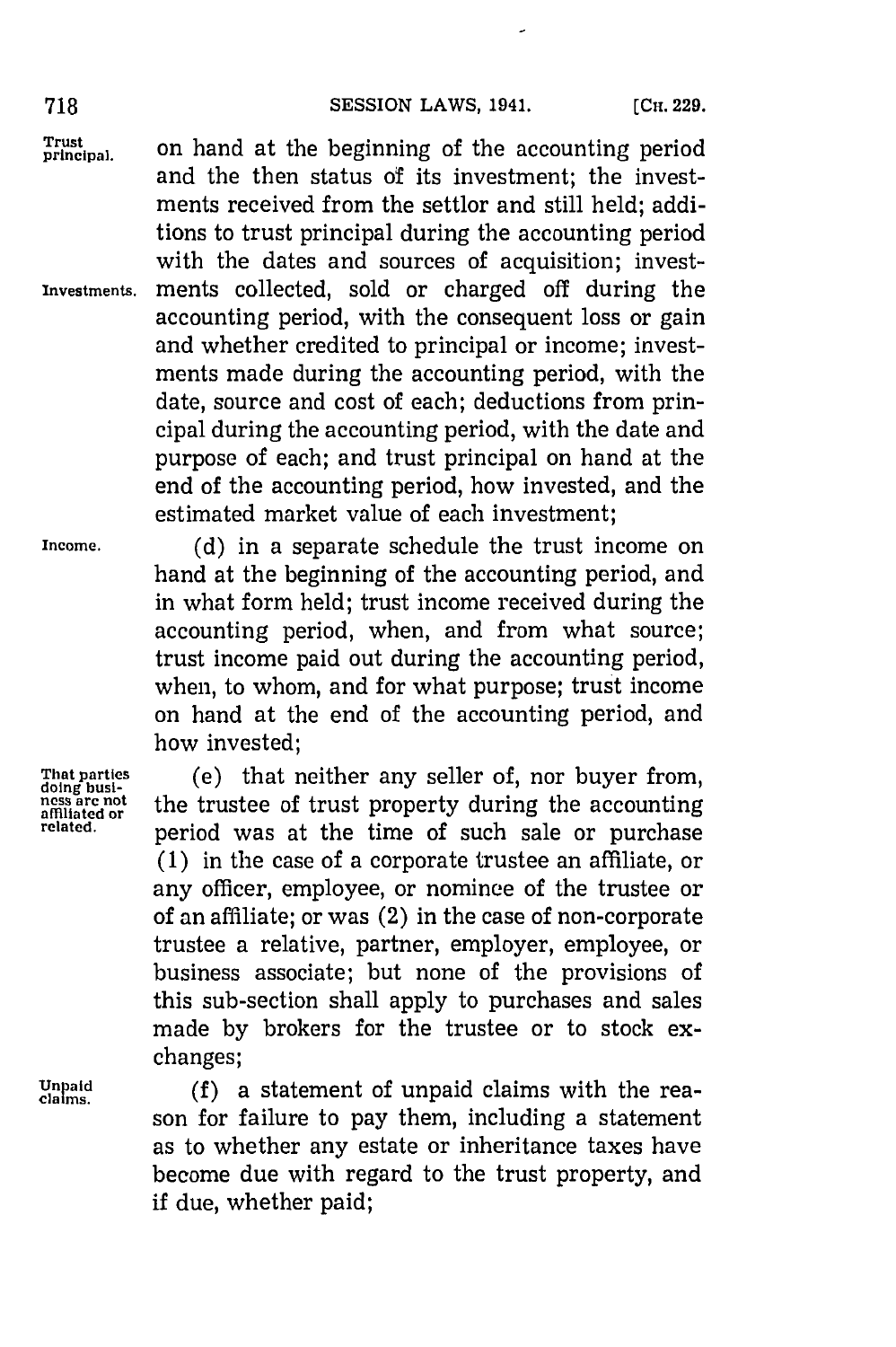on hand at the beginning of the accounting period and the then status of its investment; the investments received from the settlor and still held; additions to trust principal during the accounting period with the dates and sources of acquisition; investments collected, sold or charged off during the accounting period, with the consequent loss or gain and whether credited to principal or income; investments made during the accounting period, with the date, source and cost of each; deductions from principal during the accounting period, with the date and purpose of each; and trust principal on hand at the end of the accounting period, how invested, and the estimated market value of each investment;

(d) in a separate schedule the trust income on hand at the beginning of the accounting period, and in what form held; trust income received during the accounting period, when, and from what source; trust income paid out during the accounting period, when, to whom, and for what purpose; trust income on hand at the end of the accounting period, and how invested;

(e) that neither any seller of, nor buyer from, the trustee of trust property during the accounting period was at the time of such sale or purchase (1) in the case of a corporate trustee an affiliate, or any officer, employee, or nominee of the trustee or of an affiliate; or was (2) in the case of non-corporate trustee a relative, partner, employer, employee, or business associate; but none of the provisions of this sub-section shall apply to purchases and sales made by brokers for the trustee or to stock exchanges;

(f) a statement of unpaid claims with the reason for failure to pay them, including a statement as to whether any estate or inheritance taxes have become due with regard to the trust property, and if due, whether paid;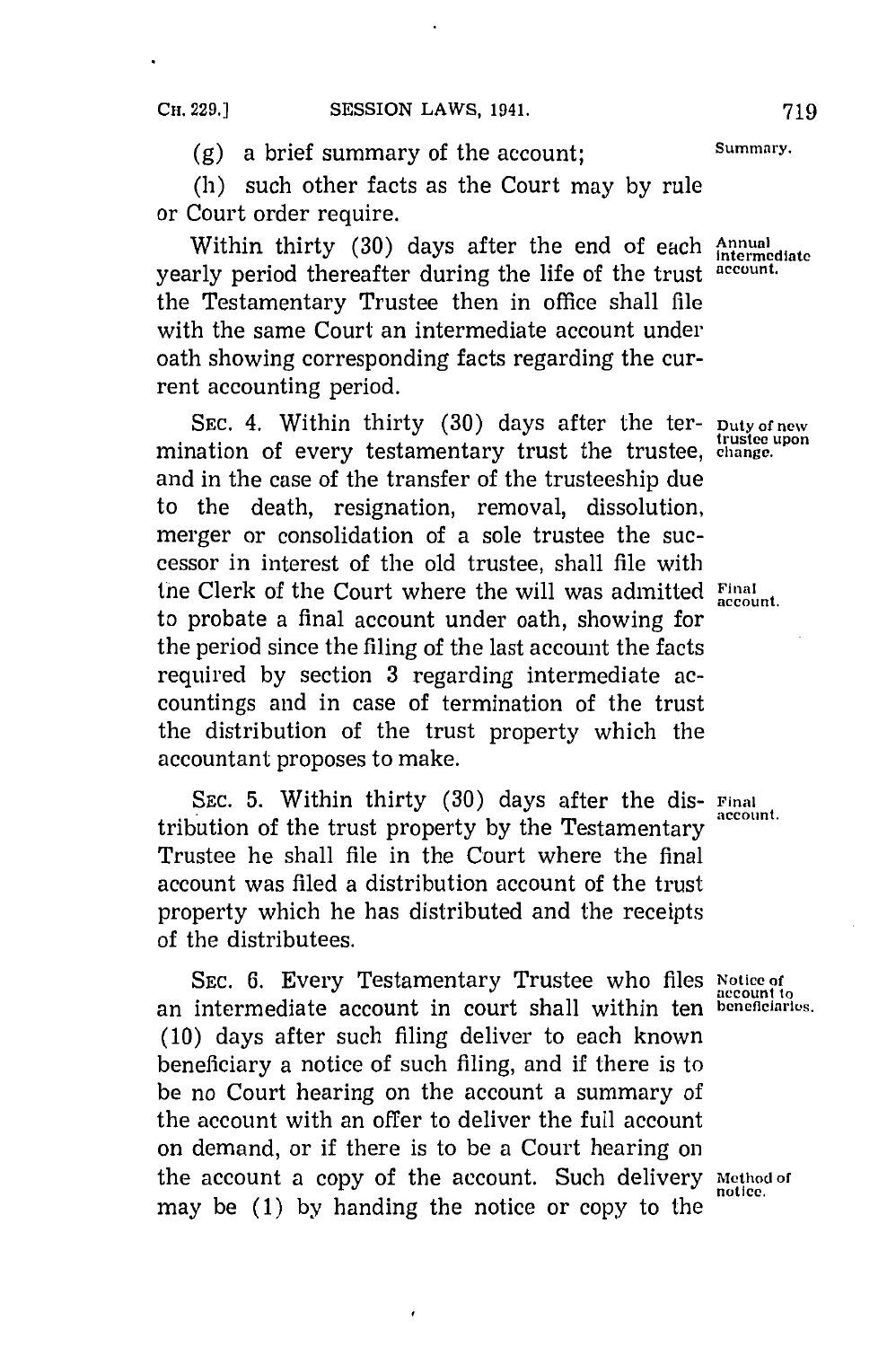(g) a brief summary of the account; Summary.

(h) such other facts as the Court may by rule or Court order require.

Annual intermediate account. Within thirty (30) days after the end of each yearly period thereafter during the life of the trust the Testamentary Trustee then in office shall file with the same Court an intermediate account under oath showing corresponding facts regarding the current accounting period.

Duty of new trustee upon change. SEC. 4. Within thirty (30) days after the termination of every testamentary trust the trustee, and in the case of the transfer of the trusteeship due to the death, resignation, removal, dissolution, merger or consolidation of a sole trustee the successor in interest of the old trustee, shall file with the Clerk of the Court where the will was admitted to probate a final account under oath, showing for the period since the filing of the last account the facts required by section 3 regarding intermediate accountings and in case of termination of the trust the distribution of the trust property which the accountant proposes to make. Final account.

Final account. SEC. 5. Within thirty (30) days after the distribution of the trust property by the Testamentary Trustee he shall file in the Court where the final account was filed a distribution account of the trust property which he has distributed and the receipts of the distributees.

Notice of account to beneficiaries. SEC. 6. Every Testamentary Trustee who files an intermediate account in court shall within ten (10) days after such filing deliver to each known beneficiary a notice of such filing, and if there is to be no Court hearing on the account a summary of the account with an offer to deliver the full account on demand, or if there is to be a Court hearing on the account a copy of the account. Such delivery may be (1) by handing the notice or copy to the Method of notice.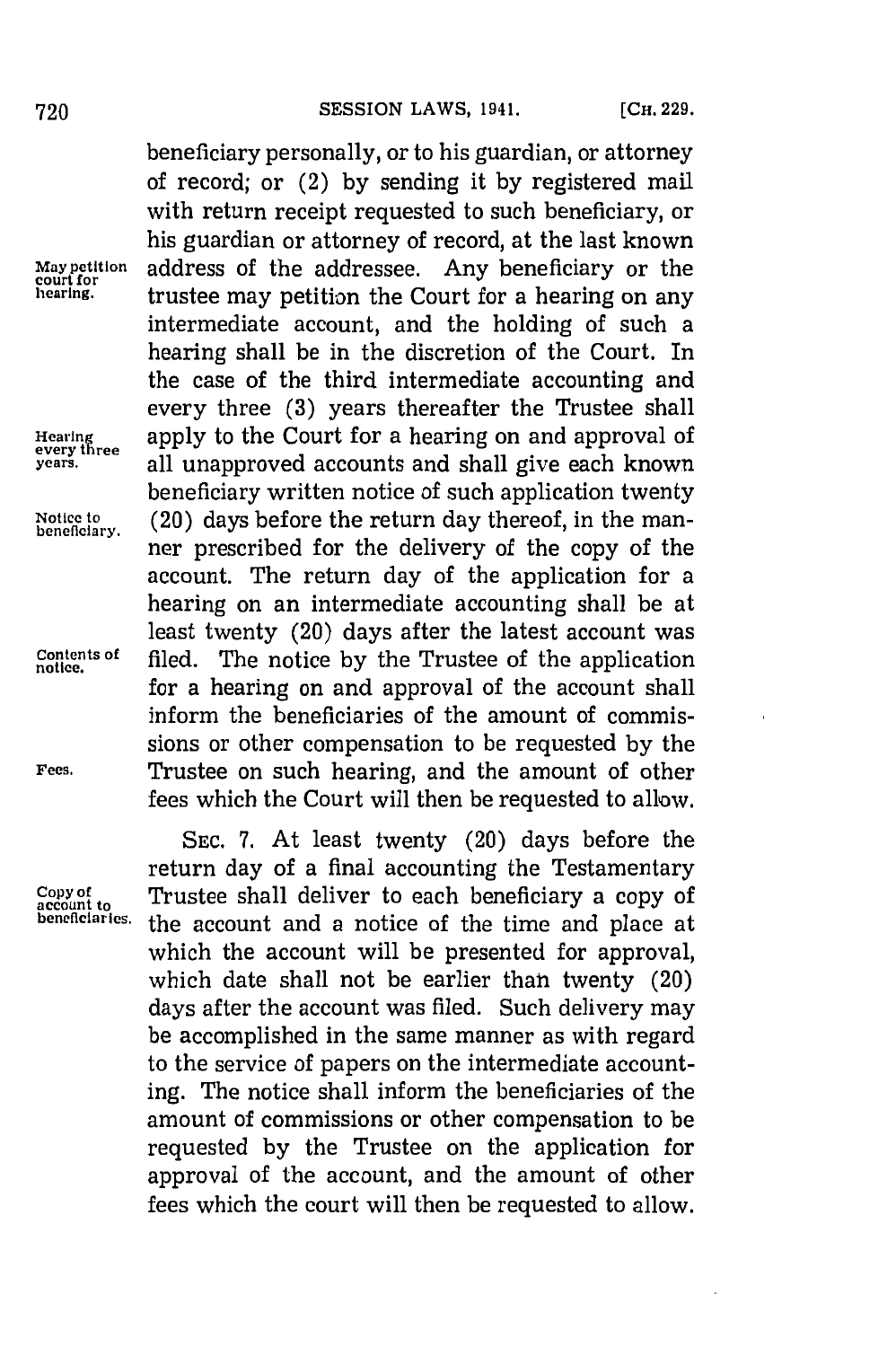beneficiary personally, or to his guardian, or attorney of record; or (2) by sending it by registered mail with return receipt requested to such beneficiary, or his guardian or attorney of record, at the last known address of the addressee. Any beneficiary or the trustee may petition the Court for a hearing on any intermediate account, and the holding of such a hearing shall be in the discretion of the Court. In the case of the third intermediate accounting and every three (3) years thereafter the Trustee shall apply to the Court for a hearing on and approval of all unapproved accounts and shall give each known beneficiary written notice of such application twenty (20) days before the return day thereof, in the manner prescribed for the delivery of the copy of the account. The return day of the application for a hearing on an intermediate accounting shall be at least twenty (20) days after the latest account was filed. The notice by the Trustee of the application for a hearing on and approval of the account shall inform the beneficiaries of the amount of commissions or other compensation to be requested by the Trustee on such hearing, and the amount of other fees which the Court will then be requested to allow.

May petition court for hearing.

Hearing every three years.

Notice to beneficiary.

Contents of notice.

Fees.

SEC. 7. At least twenty (20) days before the return day of a final accounting the Testamentary Trustee shall deliver to each beneficiary a copy of the account and a notice of the time and place at which the account will be presented for approval, which date shall not be earlier than twenty (20) days after the account was filed. Such delivery may be accomplished in the same manner as with regard to the service of papers on the intermediate accounting. The notice shall inform the beneficiaries of the amount of commissions or other compensation to be requested by the Trustee on the application for approval of the account, and the amount of other fees which the court will then be requested to allow.

Copy of account to beneficiaries.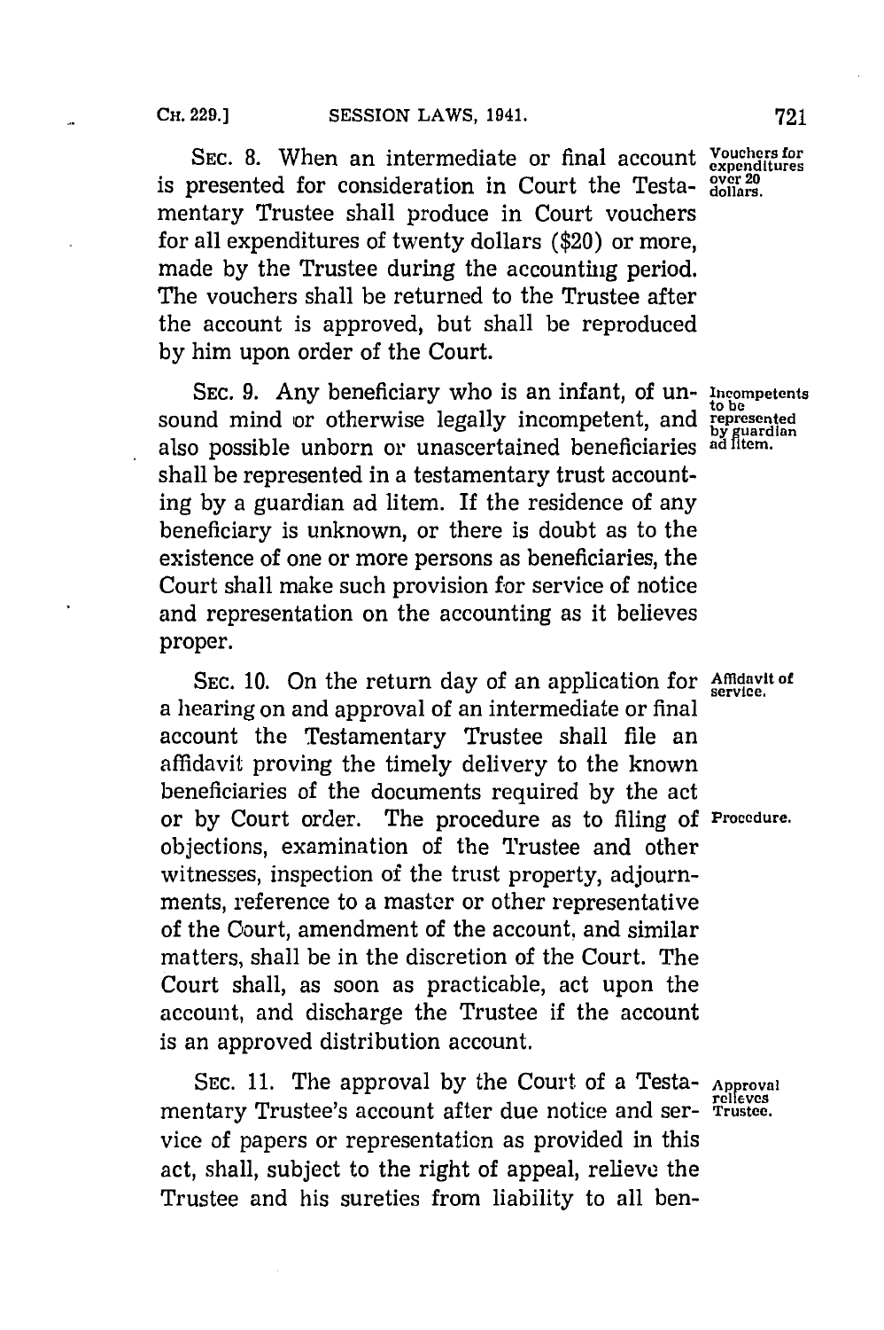SEC. 8. When an intermediate or final account is presented for consideration in Court the Testamentary Trustee shall produce in Court vouchers for all expenditures of twenty dollars ($20) or more, made by the Trustee during the accounting period. The vouchers shall be returned to the Trustee after the account is approved, but shall be reproduced by him upon order of the Court.

*Vouchers for expenditures over 20 dollars.*

SEC. 9. Any beneficiary who is an infant, of unsound mind or otherwise legally incompetent, and also possible unborn or unascertained beneficiaries shall be represented in a testamentary trust accounting by a guardian ad litem. If the residence of any beneficiary is unknown, or there is doubt as to the existence of one or more persons as beneficiaries, the Court shall make such provision for service of notice and representation on the accounting as it believes proper.

*Incompetents to be represented by guardian ad litem.*

SEC. 10. On the return day of an application for a hearing on and approval of an intermediate or final account the Testamentary Trustee shall file an affidavit proving the timely delivery to the known beneficiaries of the documents required by the act or by Court order. The procedure as to filing of objections, examination of the Trustee and other witnesses, inspection of the trust property, adjournments, reference to a master or other representative of the Court, amendment of the account, and similar matters, shall be in the discretion of the Court. The Court shall, as soon as practicable, act upon the account, and discharge the Trustee if the account is an approved distribution account.

*Affidavit of service.*

*Procedure.*

SEC. 11. The approval by the Court of a Testamentary Trustee's account after due notice and service of papers or representation as provided in this act, shall, subject to the right of appeal, relieve the Trustee and his sureties from liability to all ben-

*Approval relieves Trustee.*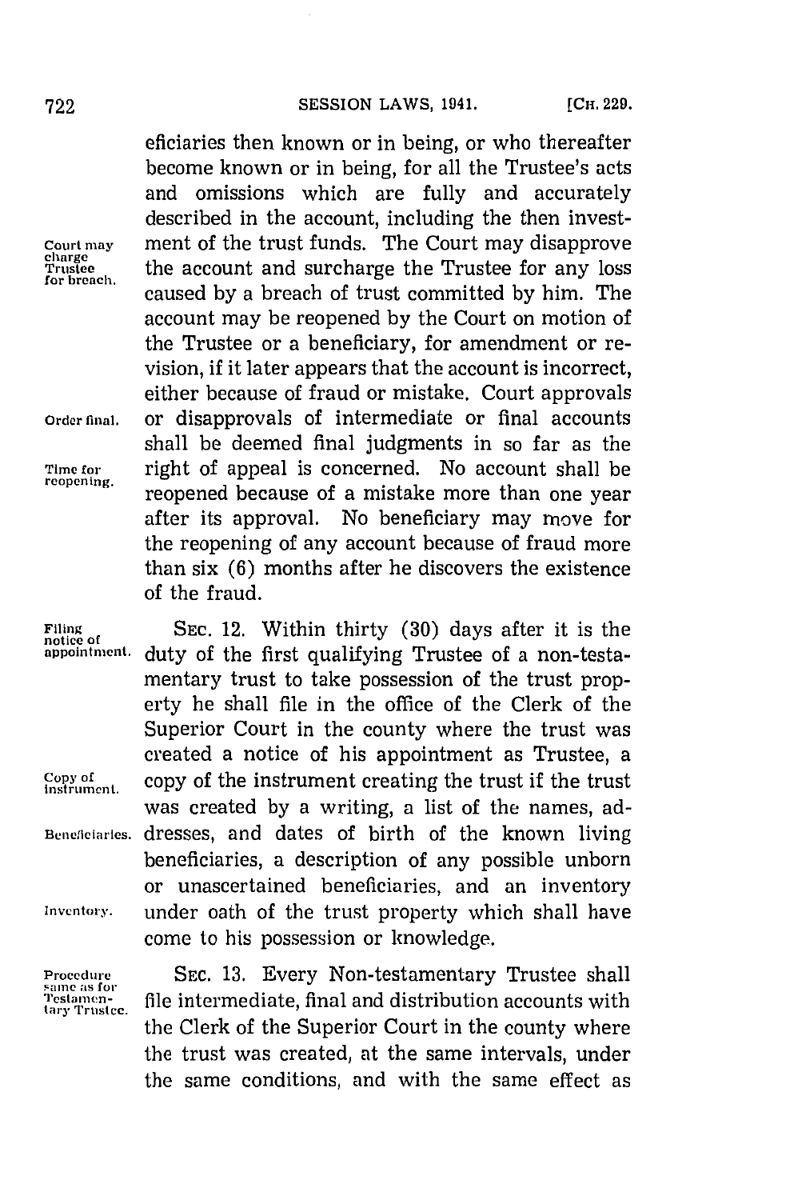eficiaries then known or in being, or who thereafter become known or in being, for all the Trustee's acts and omissions which are fully and accurately described in the account, including the then investment of the trust funds. The Court may disapprove the account and surcharge the Trustee for any loss caused by a breach of trust committed by him. The account may be reopened by the Court on motion of the Trustee or a beneficiary, for amendment or revision, if it later appears that the account is incorrect, either because of fraud or mistake. Court approvals or disapprovals of intermediate or final accounts shall be deemed final judgments in so far as the right of appeal is concerned. No account shall be reopened because of a mistake more than one year after its approval. No beneficiary may move for the reopening of any account because of fraud more than six (6) months after he discovers the existence of the fraud.

*Court may charge Trustee for breach.*

*Order final.*

*Time for reopening.*

SEC. 12. Within thirty (30) days after it is the duty of the first qualifying Trustee of a non-testamentary trust to take possession of the trust property he shall file in the office of the Clerk of the Superior Court in the county where the trust was created a notice of his appointment as Trustee, a copy of the instrument creating the trust if the trust was created by a writing, a list of the names, addresses, and dates of birth of the known living beneficiaries, a description of any possible unborn or unascertained beneficiaries, and an inventory under oath of the trust property which shall have come to his possession or knowledge.

*Filing notice of appointment.*

*Copy of instrument.*

*Beneficiaries.*

*Inventory.*

SEC. 13. Every Non-testamentary Trustee shall file intermediate, final and distribution accounts with the Clerk of the Superior Court in the county where the trust was created, at the same intervals, under the same conditions, and with the same effect as

*Procedure same as for Testamentary Trustee.*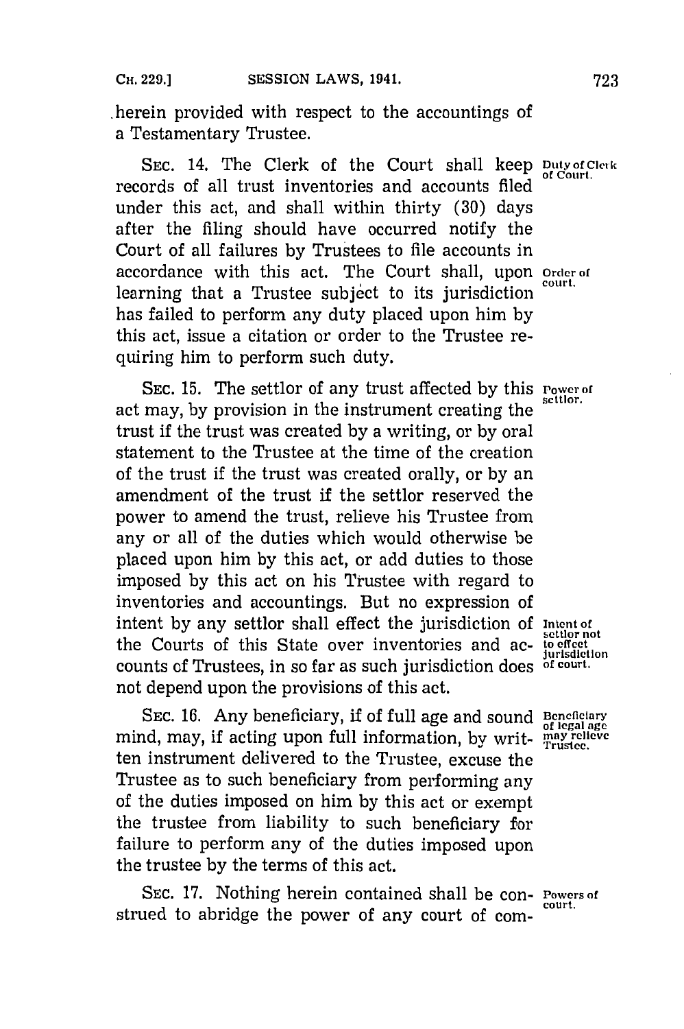herein provided with respect to the accountings of a Testamentary Trustee.

SEC. 14. The Clerk of the Court shall keep records of all trust inventories and accounts filed under this act, and shall within thirty (30) days after the filing should have occurred notify the Court of all failures by Trustees to file accounts in accordance with this act. The Court shall, upon learning that a Trustee subject to its jurisdiction has failed to perform any duty placed upon him by this act, issue a citation or order to the Trustee requiring him to perform such duty.

*Duty of Clerk of Court.*

*Order of court.*

SEC. 15. The settlor of any trust affected by this act may, by provision in the instrument creating the trust if the trust was created by a writing, or by oral statement to the Trustee at the time of the creation of the trust if the trust was created orally, or by an amendment of the trust if the settlor reserved the power to amend the trust, relieve his Trustee from any or all of the duties which would otherwise be placed upon him by this act, or add duties to those imposed by this act on his Trustee with regard to inventories and accountings. But no expression of intent by any settlor shall effect the jurisdiction of the Courts of this State over inventories and accounts of Trustees, in so far as such jurisdiction does not depend upon the provisions of this act.

*Power of settlor.*

*Intent of settlor not to effect jurisdiction of court.*

SEC. 16. Any beneficiary, if of full age and sound mind, may, if acting upon full information, by written instrument delivered to the Trustee, excuse the Trustee as to such beneficiary from performing any of the duties imposed on him by this act or exempt the trustee from liability to such beneficiary for failure to perform any of the duties imposed upon the trustee by the terms of this act.

*Beneficiary of legal age may relieve Trustee.*

SEC. 17. Nothing herein contained shall be construed to abridge the power of any court of com-

*Powers of court.*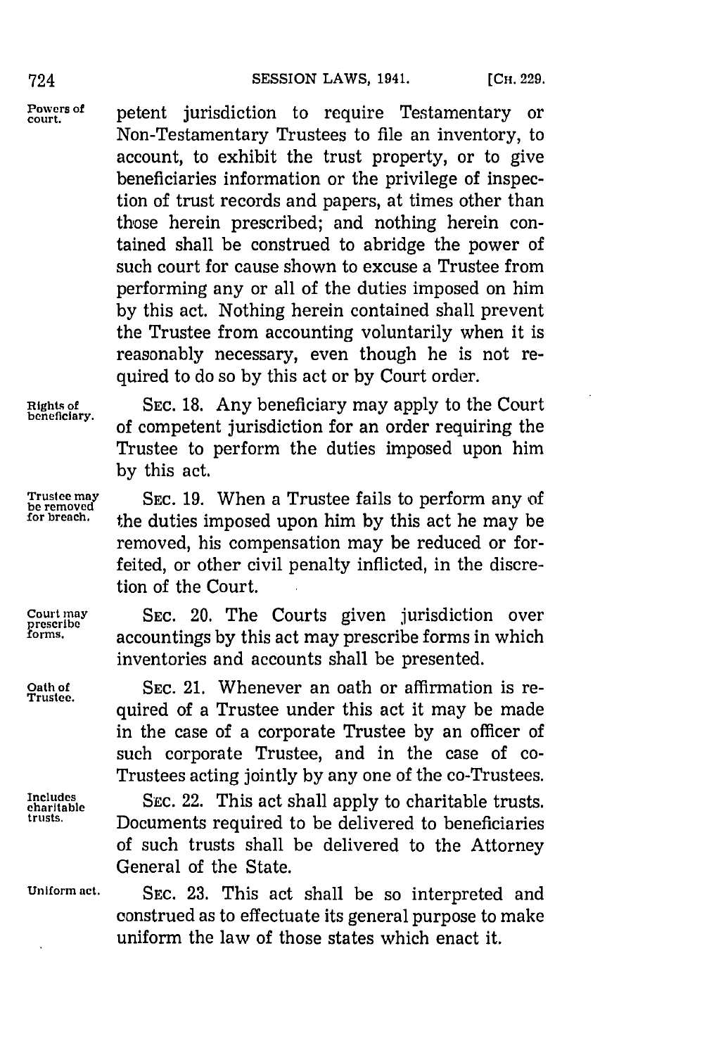petent jurisdiction to require Testamentary or Non-Testamentary Trustees to file an inventory, to account, to exhibit the trust property, or to give beneficiaries information or the privilege of inspection of trust records and papers, at times other than those herein prescribed; and nothing herein contained shall be construed to abridge the power of such court for cause shown to excuse a Trustee from performing any or all of the duties imposed on him by this act. Nothing herein contained shall prevent the Trustee from accounting voluntarily when it is reasonably necessary, even though he is not required to do so by this act or by Court order.

*Rights of beneficiary.* SEC. 18. Any beneficiary may apply to the Court of competent jurisdiction for an order requiring the Trustee to perform the duties imposed upon him by this act.

*Trustee may be removed for breach.* SEC. 19. When a Trustee fails to perform any of the duties imposed upon him by this act he may be removed, his compensation may be reduced or forfeited, or other civil penalty inflicted, in the discretion of the Court.

*Court may prescribe forms.* SEC. 20. The Courts given jurisdiction over accountings by this act may prescribe forms in which inventories and accounts shall be presented.

*Oath of Trustee.* SEC. 21. Whenever an oath or affirmation is required of a Trustee under this act it may be made in the case of a corporate Trustee by an officer of such corporate Trustee, and in the case of co-Trustees acting jointly by any one of the co-Trustees.

*Includes charitable trusts.* SEC. 22. This act shall apply to charitable trusts. Documents required to be delivered to beneficiaries of such trusts shall be delivered to the Attorney General of the State.

*Uniform act.* SEC. 23. This act shall be so interpreted and construed as to effectuate its general purpose to make uniform the law of those states which enact it.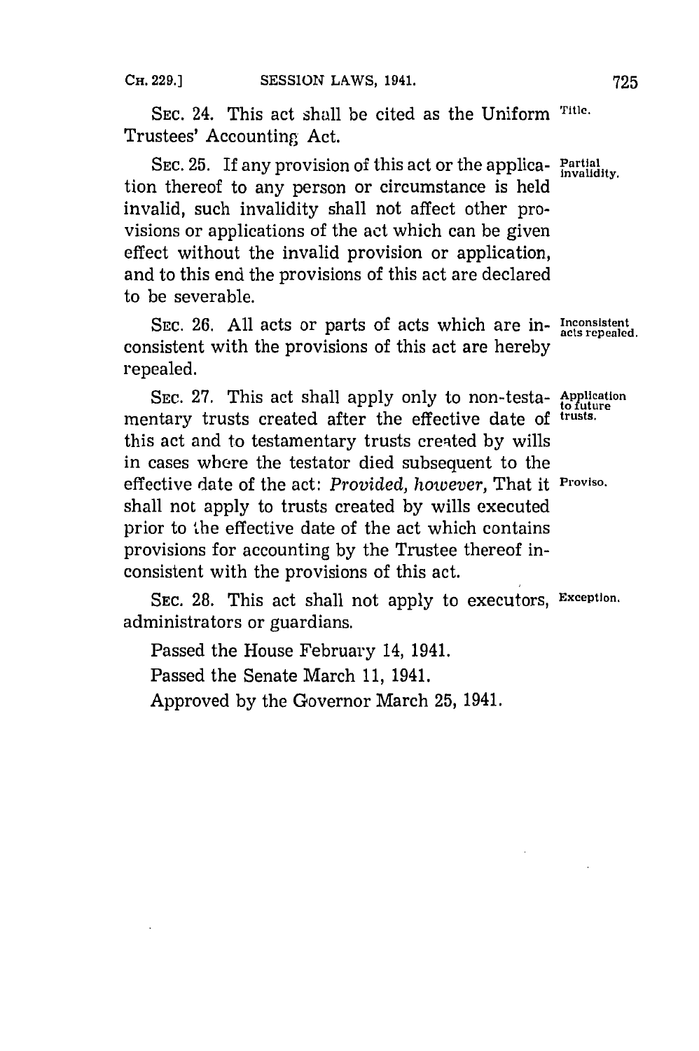SEC. 24. This act shall be cited as the Uniform Trustees' Accounting Act. **Title.**

SEC. 25. If any provision of this act or the application thereof to any person or circumstance is held invalid, such invalidity shall not affect other provisions or applications of the act which can be given effect without the invalid provision or application, and to this end the provisions of this act are declared to be severable. **Partial invalidity.**

SEC. 26. All acts or parts of acts which are inconsistent with the provisions of this act are hereby repealed. **Inconsistent acts repealed.**

SEC. 27. This act shall apply only to non-testamentary trusts created after the effective date of this act and to testamentary trusts created by wills in cases where the testator died subsequent to the effective date of the act: *Provided, however,* That it shall not apply to trusts created by wills executed prior to the effective date of the act which contains provisions for accounting by the Trustee thereof inconsistent with the provisions of this act. **Application to future trusts.** **Proviso.**

SEC. 28. This act shall not apply to executors, administrators or guardians. **Exception.**

Passed the House February 14, 1941.

Passed the Senate March 11, 1941.

Approved by the Governor March 25, 1941.